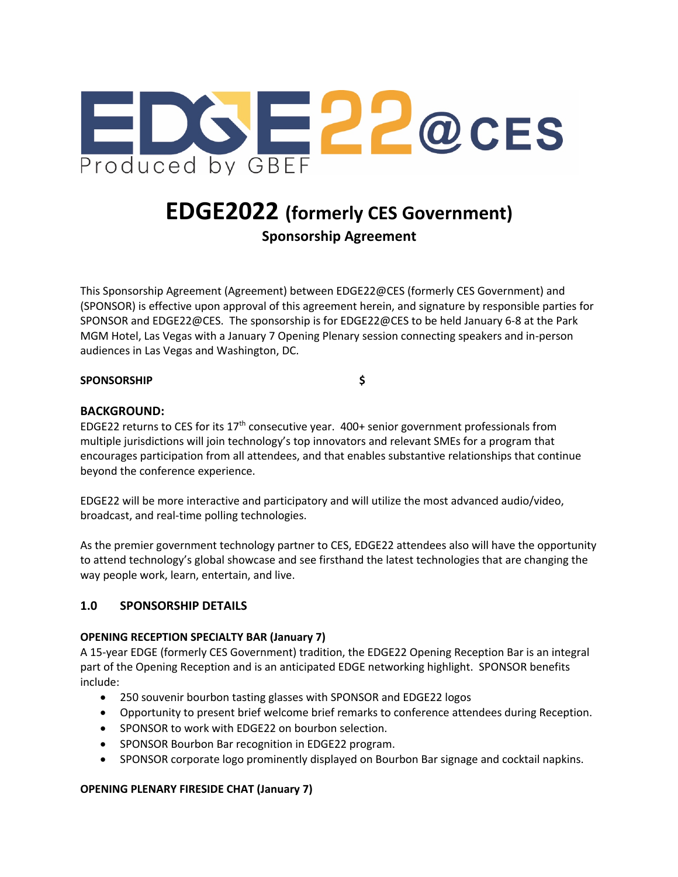EDGE22@CES
Produced by GBEF

# EDGE2022 (formerly CES Government)

## Sponsorship Agreement

This Sponsorship Agreement (Agreement) between EDGE22@CES (formerly CES Government) and (SPONSOR) is effective upon approval of this agreement herein, and signature by responsible parties for SPONSOR and EDGE22@CES. The sponsorship is for EDGE22@CES to be held January 6-8 at the Park MGM Hotel, Las Vegas with a January 7 Opening Plenary session connecting speakers and in-person audiences in Las Vegas and Washington, DC.

**SPONSORSHIP** **$**

### BACKGROUND:

EDGE22 returns to CES for its 17th consecutive year. 400+ senior government professionals from multiple jurisdictions will join technology's top innovators and relevant SMEs for a program that encourages participation from all attendees, and that enables substantive relationships that continue beyond the conference experience.

EDGE22 will be more interactive and participatory and will utilize the most advanced audio/video, broadcast, and real-time polling technologies.

As the premier government technology partner to CES, EDGE22 attendees also will have the opportunity to attend technology's global showcase and see firsthand the latest technologies that are changing the way people work, learn, entertain, and live.

### 1.0 SPONSORSHIP DETAILS

**OPENING RECEPTION SPECIALTY BAR (January 7)**

A 15-year EDGE (formerly CES Government) tradition, the EDGE22 Opening Reception Bar is an integral part of the Opening Reception and is an anticipated EDGE networking highlight. SPONSOR benefits include:

- 250 souvenir bourbon tasting glasses with SPONSOR and EDGE22 logos
- Opportunity to present brief welcome brief remarks to conference attendees during Reception.
- SPONSOR to work with EDGE22 on bourbon selection.
- SPONSOR Bourbon Bar recognition in EDGE22 program.
- SPONSOR corporate logo prominently displayed on Bourbon Bar signage and cocktail napkins.

**OPENING PLENARY FIRESIDE CHAT (January 7)**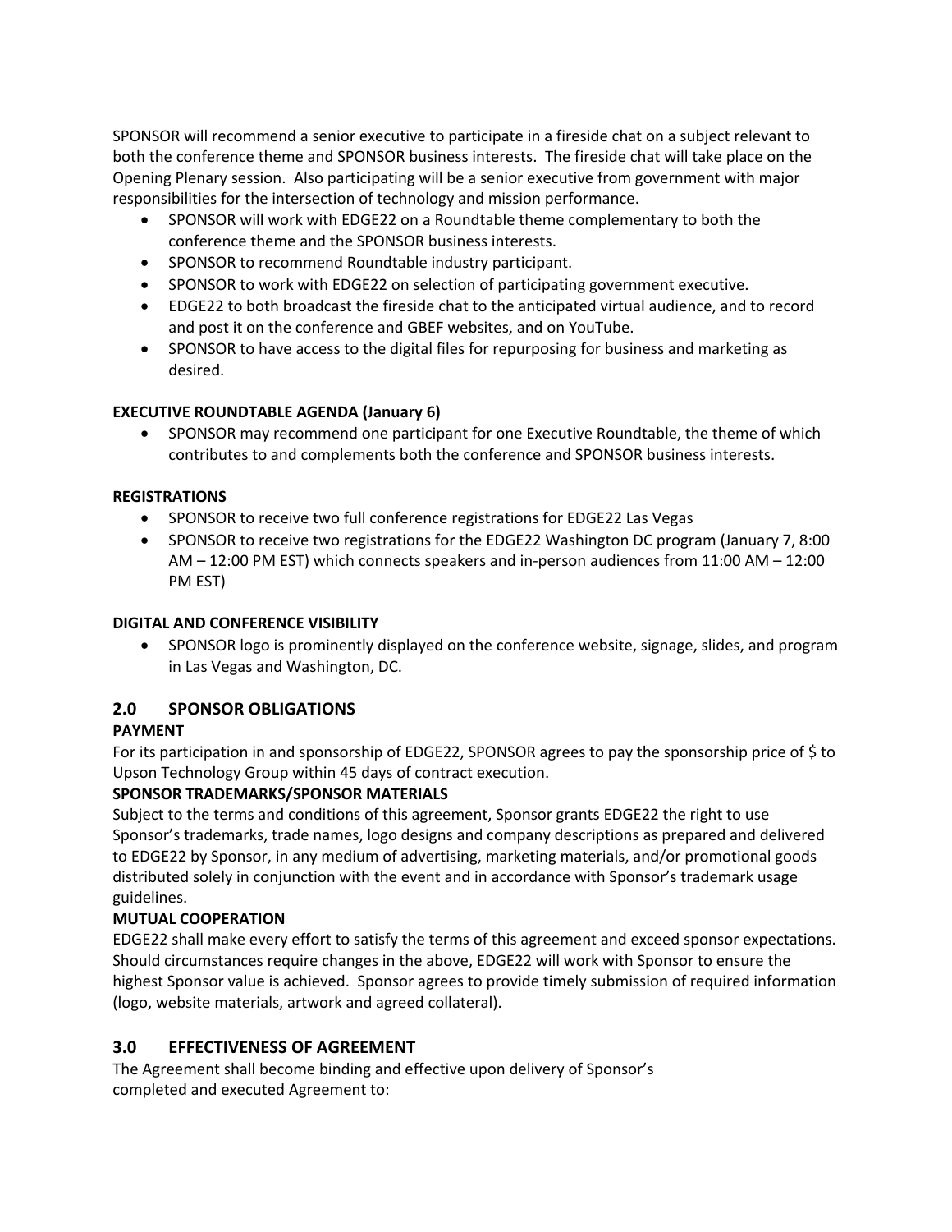SPONSOR will recommend a senior executive to participate in a fireside chat on a subject relevant to both the conference theme and SPONSOR business interests. The fireside chat will take place on the Opening Plenary session. Also participating will be a senior executive from government with major responsibilities for the intersection of technology and mission performance.

- SPONSOR will work with EDGE22 on a Roundtable theme complementary to both the conference theme and the SPONSOR business interests.
- SPONSOR to recommend Roundtable industry participant.
- SPONSOR to work with EDGE22 on selection of participating government executive.
- EDGE22 to both broadcast the fireside chat to the anticipated virtual audience, and to record and post it on the conference and GBEF websites, and on YouTube.
- SPONSOR to have access to the digital files for repurposing for business and marketing as desired.

**EXECUTIVE ROUNDTABLE AGENDA (January 6)**

- SPONSOR may recommend one participant for one Executive Roundtable, the theme of which contributes to and complements both the conference and SPONSOR business interests.

**REGISTRATIONS**

- SPONSOR to receive two full conference registrations for EDGE22 Las Vegas
- SPONSOR to receive two registrations for the EDGE22 Washington DC program (January 7, 8:00 AM – 12:00 PM EST) which connects speakers and in-person audiences from 11:00 AM – 12:00 PM EST)

**DIGITAL AND CONFERENCE VISIBILITY**

- SPONSOR logo is prominently displayed on the conference website, signage, slides, and program in Las Vegas and Washington, DC.

## 2.0 SPONSOR OBLIGATIONS

**PAYMENT**

For its participation in and sponsorship of EDGE22, SPONSOR agrees to pay the sponsorship price of $ to Upson Technology Group within 45 days of contract execution.

**SPONSOR TRADEMARKS/SPONSOR MATERIALS**

Subject to the terms and conditions of this agreement, Sponsor grants EDGE22 the right to use Sponsor's trademarks, trade names, logo designs and company descriptions as prepared and delivered to EDGE22 by Sponsor, in any medium of advertising, marketing materials, and/or promotional goods distributed solely in conjunction with the event and in accordance with Sponsor's trademark usage guidelines.

**MUTUAL COOPERATION**

EDGE22 shall make every effort to satisfy the terms of this agreement and exceed sponsor expectations. Should circumstances require changes in the above, EDGE22 will work with Sponsor to ensure the highest Sponsor value is achieved. Sponsor agrees to provide timely submission of required information (logo, website materials, artwork and agreed collateral).

## 3.0 EFFECTIVENESS OF AGREEMENT

The Agreement shall become binding and effective upon delivery of Sponsor's completed and executed Agreement to: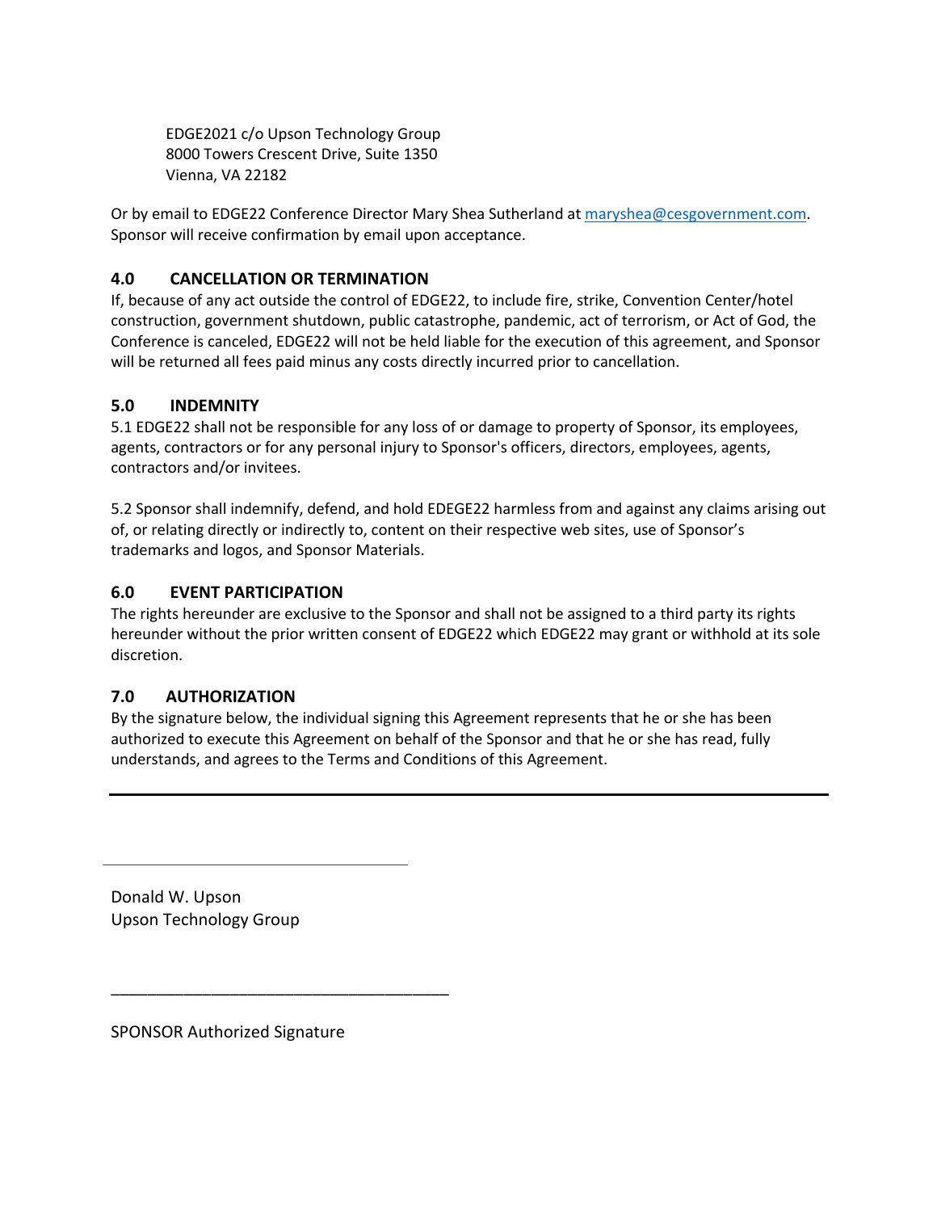EDGE2021 c/o Upson Technology Group
8000 Towers Crescent Drive, Suite 1350
Vienna, VA 22182

Or by email to EDGE22 Conference Director Mary Shea Sutherland at maryshea@cesgovernment.com. Sponsor will receive confirmation by email upon acceptance.

### 4.0 CANCELLATION OR TERMINATION

If, because of any act outside the control of EDGE22, to include fire, strike, Convention Center/hotel construction, government shutdown, public catastrophe, pandemic, act of terrorism, or Act of God, the Conference is canceled, EDGE22 will not be held liable for the execution of this agreement, and Sponsor will be returned all fees paid minus any costs directly incurred prior to cancellation.

### 5.0 INDEMNITY

5.1 EDGE22 shall not be responsible for any loss of or damage to property of Sponsor, its employees, agents, contractors or for any personal injury to Sponsor's officers, directors, employees, agents, contractors and/or invitees.

5.2 Sponsor shall indemnify, defend, and hold EDEGE22 harmless from and against any claims arising out of, or relating directly or indirectly to, content on their respective web sites, use of Sponsor's trademarks and logos, and Sponsor Materials.

### 6.0 EVENT PARTICIPATION

The rights hereunder are exclusive to the Sponsor and shall not be assigned to a third party its rights hereunder without the prior written consent of EDGE22 which EDGE22 may grant or withhold at its sole discretion.

### 7.0 AUTHORIZATION

By the signature below, the individual signing this Agreement represents that he or she has been authorized to execute this Agreement on behalf of the Sponsor and that he or she has read, fully understands, and agrees to the Terms and Conditions of this Agreement.

---

\_\_\_\_\_\_\_\_\_\_\_\_\_\_\_\_\_\_\_\_\_\_\_\_\_\_\_\_\_\_\_\_\_\_\_\_

Donald W. Upson
Upson Technology Group

\_\_\_\_\_\_\_\_\_\_\_\_\_\_\_\_\_\_\_\_\_\_\_\_\_\_\_\_\_\_\_\_\_\_\_\_

SPONSOR Authorized Signature